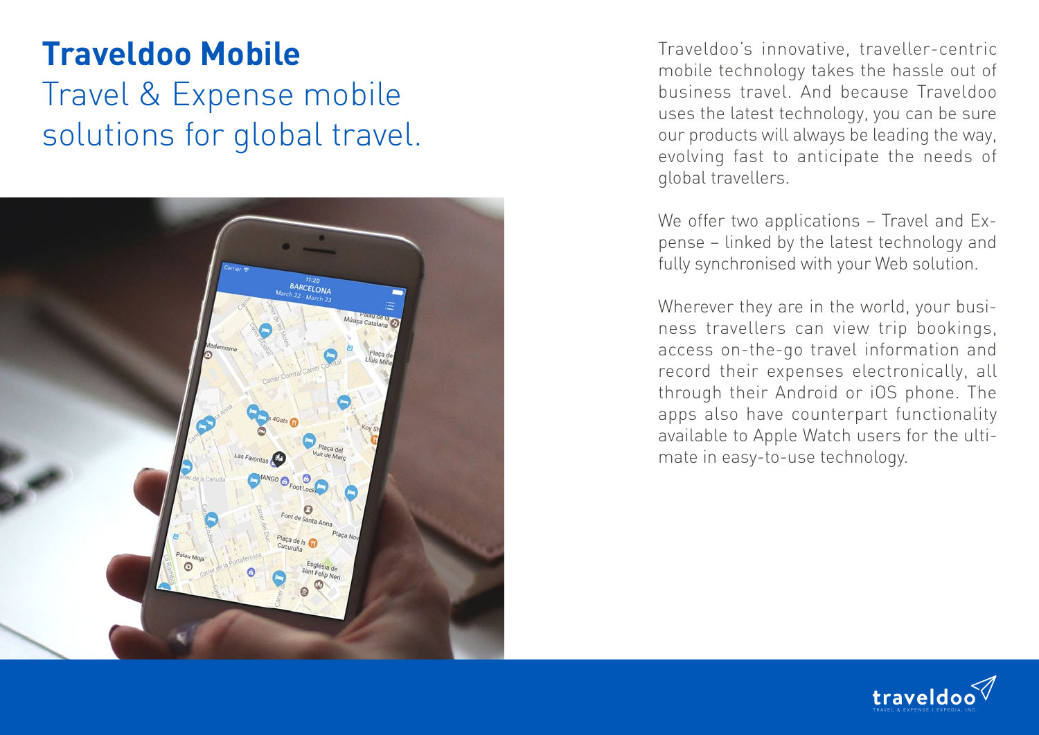# Traveldoo Mobile

## Travel & Expense mobile solutions for global travel.

Traveldoo's innovative, traveller-centric mobile technology takes the hassle out of business travel. And because Traveldoo uses the latest technology, you can be sure our products will always be leading the way, evolving fast to anticipate the needs of global travellers.

We offer two applications – Travel and Expense – linked by the latest technology and fully synchronised with your Web solution.

Wherever they are in the world, your business travellers can view trip bookings, access on-the-go travel information and record their expenses electronically, all through their Android or iOS phone. The apps also have counterpart functionality available to Apple Watch users for the ultimate in easy-to-use technology.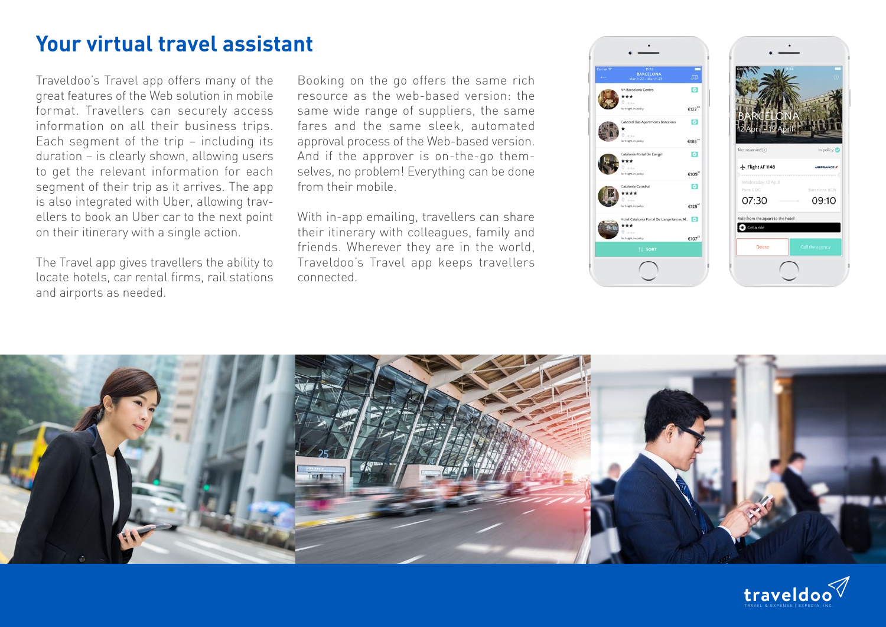# Your virtual travel assistant

Traveldoo's Travel app offers many of the great features of the Web solution in mobile format. Travellers can securely access information on all their business trips. Each segment of the trip – including its duration – is clearly shown, allowing users to get the relevant information for each segment of their trip as it arrives. The app is also integrated with Uber, allowing travellers to book an Uber car to the next point on their itinerary with a single action.

The Travel app gives travellers the ability to locate hotels, car rental firms, rail stations and airports as needed.

Booking on the go offers the same rich resource as the web-based version: the same wide range of suppliers, the same fares and the same sleek, automated approval process of the Web-based version. And if the approver is on-the-go themselves, no problem! Everything can be done from their mobile.

With in-app emailing, travellers can share their itinerary with colleagues, family and friends. Wherever they are in the world, Traveldoo's Travel app keeps travellers connected.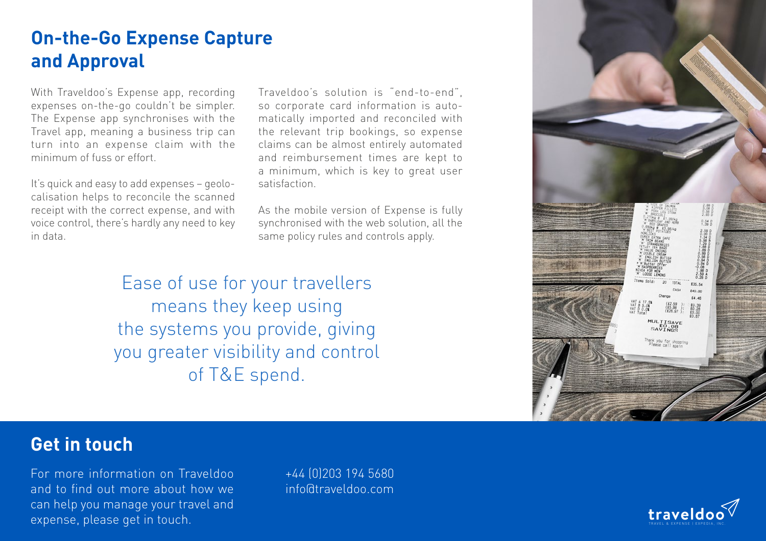## On-the-Go Expense Capture and Approval

With Traveldoo's Expense app, recording expenses on-the-go couldn't be simpler. The Expense app synchronises with the Travel app, meaning a business trip can turn into an expense claim with the minimum of fuss or effort.

It's quick and easy to add expenses – geolocalisation helps to reconcile the scanned receipt with the correct expense, and with voice control, there's hardly any need to key in data.

Traveldoo's solution is "end-to-end", so corporate card information is automatically imported and reconciled with the relevant trip bookings, so expense claims can be almost entirely automated and reimbursement times are kept to a minimum, which is key to great user satisfaction.

As the mobile version of Expense is fully synchronised with the web solution, all the same policy rules and controls apply.

Ease of use for your travellers means they keep using the systems you provide, giving you greater visibility and control of T&E spend.

## Get in touch

For more information on Traveldoo and to find out more about how we can help you manage your travel and expense, please get in touch.

+44 (0)203 194 5680
info@traveldoo.com

traveldoo
TRAVEL & EXPENSE | EXPEDIA, INC.